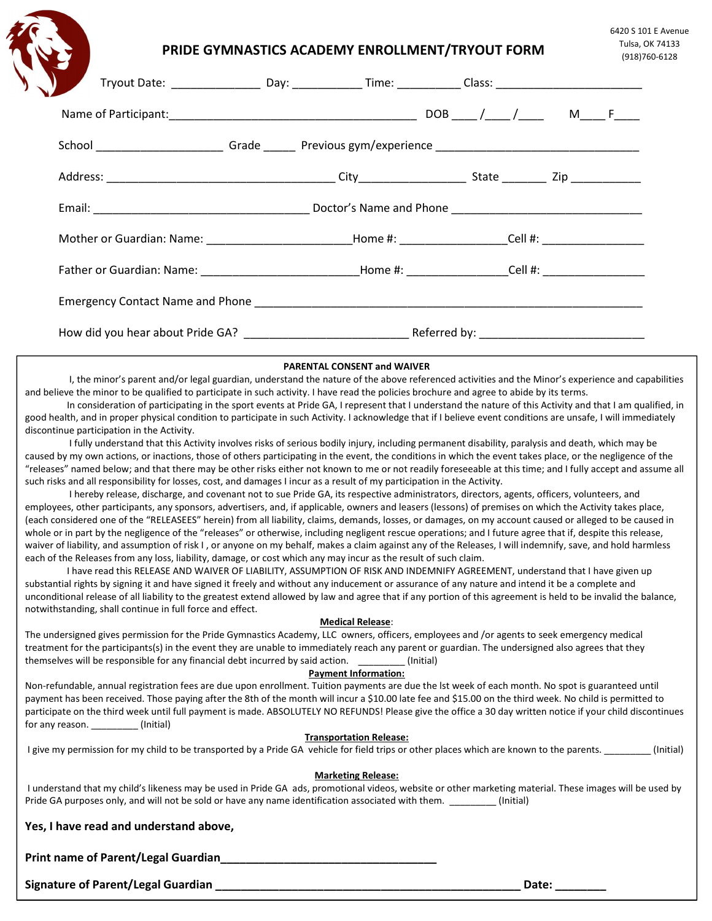6420 S 101 E Avenue
Tulsa, OK 74133
(918)760-6128

# PRIDE GYMNASTICS ACADEMY ENROLLMENT/TRYOUT FORM

Tryout Date: ______________ Day: ___________ Time: __________ Class: _______________________

Name of Participant:_______________________________________ DOB ____/____/____ M____ F____

School ____________________ Grade _____ Previous gym/experience _______________________________

Address: ___________________________________ City________________ State _______ Zip ___________

Email: __________________________________ Doctor's Name and Phone _____________________________

Mother or Guardian: Name: ______________________Home #: ________________Cell #: ________________

Father or Guardian: Name: ________________________Home #: _______________Cell #: ________________

Emergency Contact Name and Phone ____________________________________________________________

How did you hear about Pride GA? _________________________ Referred by: _________________________

## PARENTAL CONSENT and WAIVER

I, the minor's parent and/or legal guardian, understand the nature of the above referenced activities and the Minor's experience and capabilities and believe the minor to be qualified to participate in such activity. I have read the policies brochure and agree to abide by its terms.

In consideration of participating in the sport events at Pride GA, I represent that I understand the nature of this Activity and that I am qualified, in good health, and in proper physical condition to participate in such Activity. I acknowledge that if I believe event conditions are unsafe, I will immediately discontinue participation in the Activity.

I fully understand that this Activity involves risks of serious bodily injury, including permanent disability, paralysis and death, which may be caused by my own actions, or inactions, those of others participating in the event, the conditions in which the event takes place, or the negligence of the "releases" named below; and that there may be other risks either not known to me or not readily foreseeable at this time; and I fully accept and assume all such risks and all responsibility for losses, cost, and damages I incur as a result of my participation in the Activity.

I hereby release, discharge, and covenant not to sue Pride GA, its respective administrators, directors, agents, officers, volunteers, and employees, other participants, any sponsors, advertisers, and, if applicable, owners and leasers (lessons) of premises on which the Activity takes place, (each considered one of the "RELEASEES" herein) from all liability, claims, demands, losses, or damages, on my account caused or alleged to be caused in whole or in part by the negligence of the "releases" or otherwise, including negligent rescue operations; and I future agree that if, despite this release, waiver of liability, and assumption of risk I , or anyone on my behalf, makes a claim against any of the Releases, I will indemnify, save, and hold harmless each of the Releases from any loss, liability, damage, or cost which any may incur as the result of such claim.

I have read this RELEASE AND WAIVER OF LIABILITY, ASSUMPTION OF RISK AND INDEMNIFY AGREEMENT, understand that I have given up substantial rights by signing it and have signed it freely and without any inducement or assurance of any nature and intend it be a complete and unconditional release of all liability to the greatest extend allowed by law and agree that if any portion of this agreement is held to be invalid the balance, notwithstanding, shall continue in full force and effect.

**Medical Release**:

The undersigned gives permission for the Pride Gymnastics Academy, LLC owners, officers, employees and /or agents to seek emergency medical treatment for the participants(s) in the event they are unable to immediately reach any parent or guardian. The undersigned also agrees that they themselves will be responsible for any financial debt incurred by said action. _________ (Initial)

**Payment Information:**

Non-refundable, annual registration fees are due upon enrollment. Tuition payments are due the lst week of each month. No spot is guaranteed until payment has been received. Those paying after the 8th of the month will incur a $10.00 late fee and $15.00 on the third week. No child is permitted to participate on the third week until full payment is made. ABSOLUTELY NO REFUNDS! Please give the office a 30 day written notice if your child discontinues for any reason. _________ (Initial)

**Transportation Release:**

I give my permission for my child to be transported by a Pride GA vehicle for field trips or other places which are known to the parents. _________ (Initial)

**Marketing Release:**

I understand that my child's likeness may be used in Pride GA ads, promotional videos, website or other marketing material. These images will be used by Pride GA purposes only, and will not be sold or have any name identification associated with them. _________ (Initial)

**Yes, I have read and understand above,**

**Print name of Parent/Legal Guardian___________________________________**

**Signature of Parent/Legal Guardian _________________________________________________ Date: ________**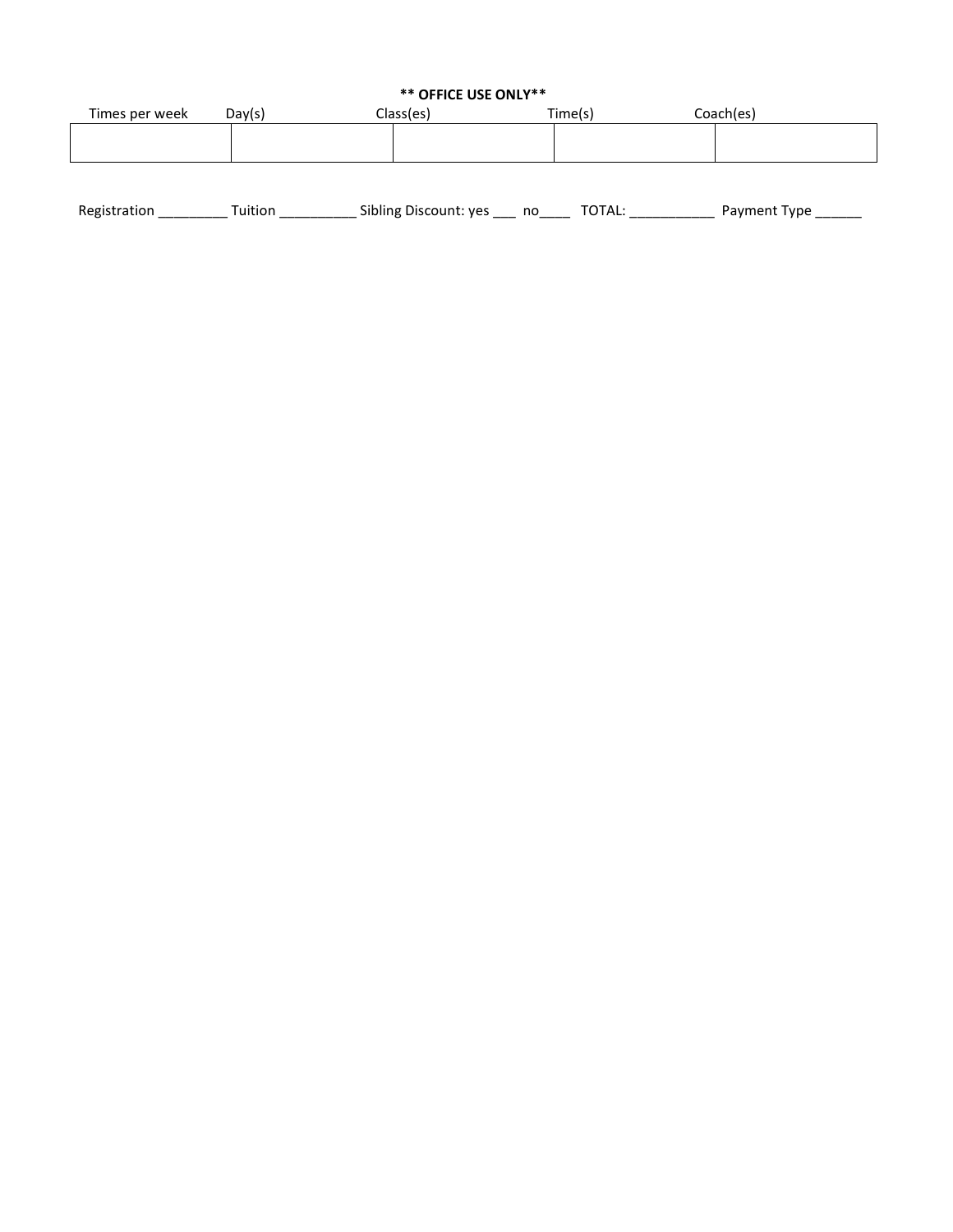**\*\* OFFICE USE ONLY\*\***

| Times per week | Day(s) | Class(es) | Time(s) | Coach(es) |
|---|---|---|---|---|
| | | | | |

Registration _________ Tuition __________ Sibling Discount: yes ___ no____ TOTAL: ___________ Payment Type ______